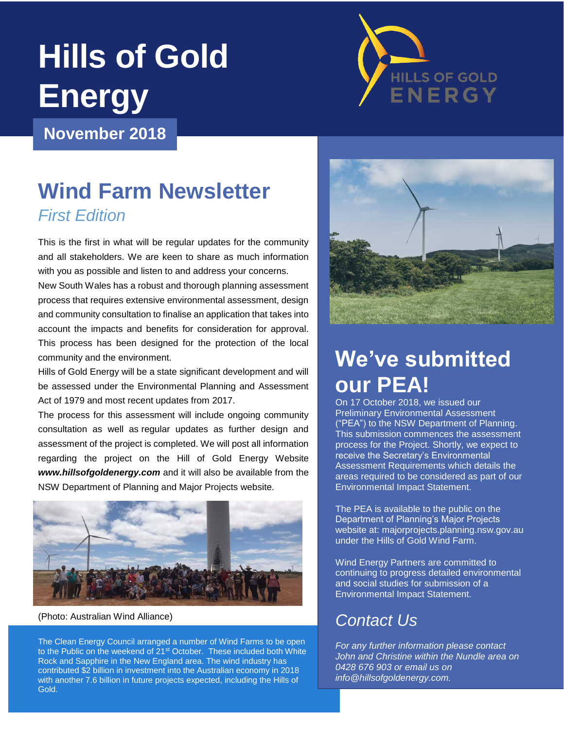# Hills of Gold Energy

**November 2018**

## Wind Farm Newsletter

*First Edition*

This is the first in what will be regular updates for the community and all stakeholders. We are keen to share as much information with you as possible and listen to and address your concerns.

New South Wales has a robust and thorough planning assessment process that requires extensive environmental assessment, design and community consultation to finalise an application that takes into account the impacts and benefits for consideration for approval. This process has been designed for the protection of the local community and the environment.

Hills of Gold Energy will be a state significant development and will be assessed under the Environmental Planning and Assessment Act of 1979 and most recent updates from 2017.

The process for this assessment will include ongoing community consultation as well as regular updates as further design and assessment of the project is completed. We will post all information regarding the project on the Hill of Gold Energy Website ***www.hillsofgoldenergy.com*** and it will also be available from the NSW Department of Planning and Major Projects website.

(Photo: Australian Wind Alliance)

The Clean Energy Council arranged a number of Wind Farms to be open to the Public on the weekend of 21st October. These included both White Rock and Sapphire in the New England area. The wind industry has contributed $2 billion in investment into the Australian economy in 2018 with another 7.6 billion in future projects expected, including the Hills of Gold.

## We've submitted our PEA!

On 17 October 2018, we issued our Preliminary Environmental Assessment ("PEA") to the NSW Department of Planning. This submission commences the assessment process for the Project. Shortly, we expect to receive the Secretary's Environmental Assessment Requirements which details the areas required to be considered as part of our Environmental Impact Statement.

The PEA is available to the public on the Department of Planning's Major Projects website at: majorprojects.planning.nsw.gov.au under the Hills of Gold Wind Farm.

Wind Energy Partners are committed to continuing to progress detailed environmental and social studies for submission of a Environmental Impact Statement.

## *Contact Us*

*For any further information please contact John and Christine within the Nundle area on 0428 676 903 or email us on info@hillsofgoldenergy.com.*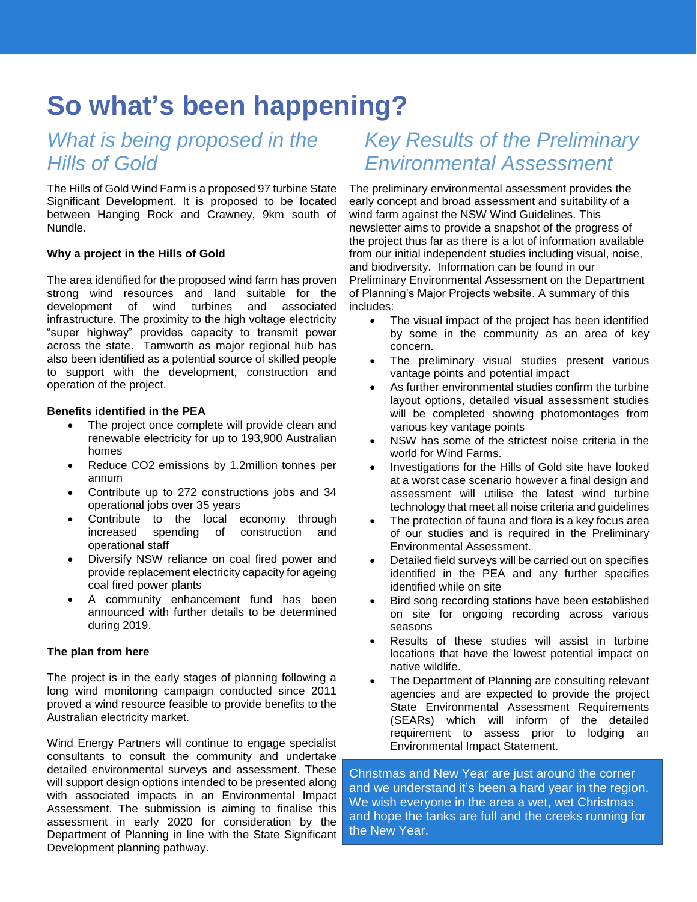# So what's been happening?

## *What is being proposed in the Hills of Gold*

The Hills of Gold Wind Farm is a proposed 97 turbine State Significant Development. It is proposed to be located between Hanging Rock and Crawney, 9km south of Nundle.

**Why a project in the Hills of Gold**

The area identified for the proposed wind farm has proven strong wind resources and land suitable for the development of wind turbines and associated infrastructure. The proximity to the high voltage electricity "super highway" provides capacity to transmit power across the state. Tamworth as major regional hub has also been identified as a potential source of skilled people to support with the development, construction and operation of the project.

**Benefits identified in the PEA**

- The project once complete will provide clean and renewable electricity for up to 193,900 Australian homes
- Reduce CO2 emissions by 1.2million tonnes per annum
- Contribute up to 272 constructions jobs and 34 operational jobs over 35 years
- Contribute to the local economy through increased spending of construction and operational staff
- Diversify NSW reliance on coal fired power and provide replacement electricity capacity for ageing coal fired power plants
- A community enhancement fund has been announced with further details to be determined during 2019.

**The plan from here**

The project is in the early stages of planning following a long wind monitoring campaign conducted since 2011 proved a wind resource feasible to provide benefits to the Australian electricity market.

Wind Energy Partners will continue to engage specialist consultants to consult the community and undertake detailed environmental surveys and assessment. These will support design options intended to be presented along with associated impacts in an Environmental Impact Assessment. The submission is aiming to finalise this assessment in early 2020 for consideration by the Department of Planning in line with the State Significant Development planning pathway.

## *Key Results of the Preliminary Environmental Assessment*

The preliminary environmental assessment provides the early concept and broad assessment and suitability of a wind farm against the NSW Wind Guidelines. This newsletter aims to provide a snapshot of the progress of the project thus far as there is a lot of information available from our initial independent studies including visual, noise, and biodiversity. Information can be found in our Preliminary Environmental Assessment on the Department of Planning's Major Projects website. A summary of this includes:

- The visual impact of the project has been identified by some in the community as an area of key concern.
- The preliminary visual studies present various vantage points and potential impact
- As further environmental studies confirm the turbine layout options, detailed visual assessment studies will be completed showing photomontages from various key vantage points
- NSW has some of the strictest noise criteria in the world for Wind Farms.
- Investigations for the Hills of Gold site have looked at a worst case scenario however a final design and assessment will utilise the latest wind turbine technology that meet all noise criteria and guidelines
- The protection of fauna and flora is a key focus area of our studies and is required in the Preliminary Environmental Assessment.
- Detailed field surveys will be carried out on specifies identified in the PEA and any further specifies identified while on site
- Bird song recording stations have been established on site for ongoing recording across various seasons
- Results of these studies will assist in turbine locations that have the lowest potential impact on native wildlife.
- The Department of Planning are consulting relevant agencies and are expected to provide the project State Environmental Assessment Requirements (SEARs) which will inform of the detailed requirement to assess prior to lodging an Environmental Impact Statement.

Christmas and New Year are just around the corner and we understand it's been a hard year in the region. We wish everyone in the area a wet, wet Christmas and hope the tanks are full and the creeks running for the New Year.